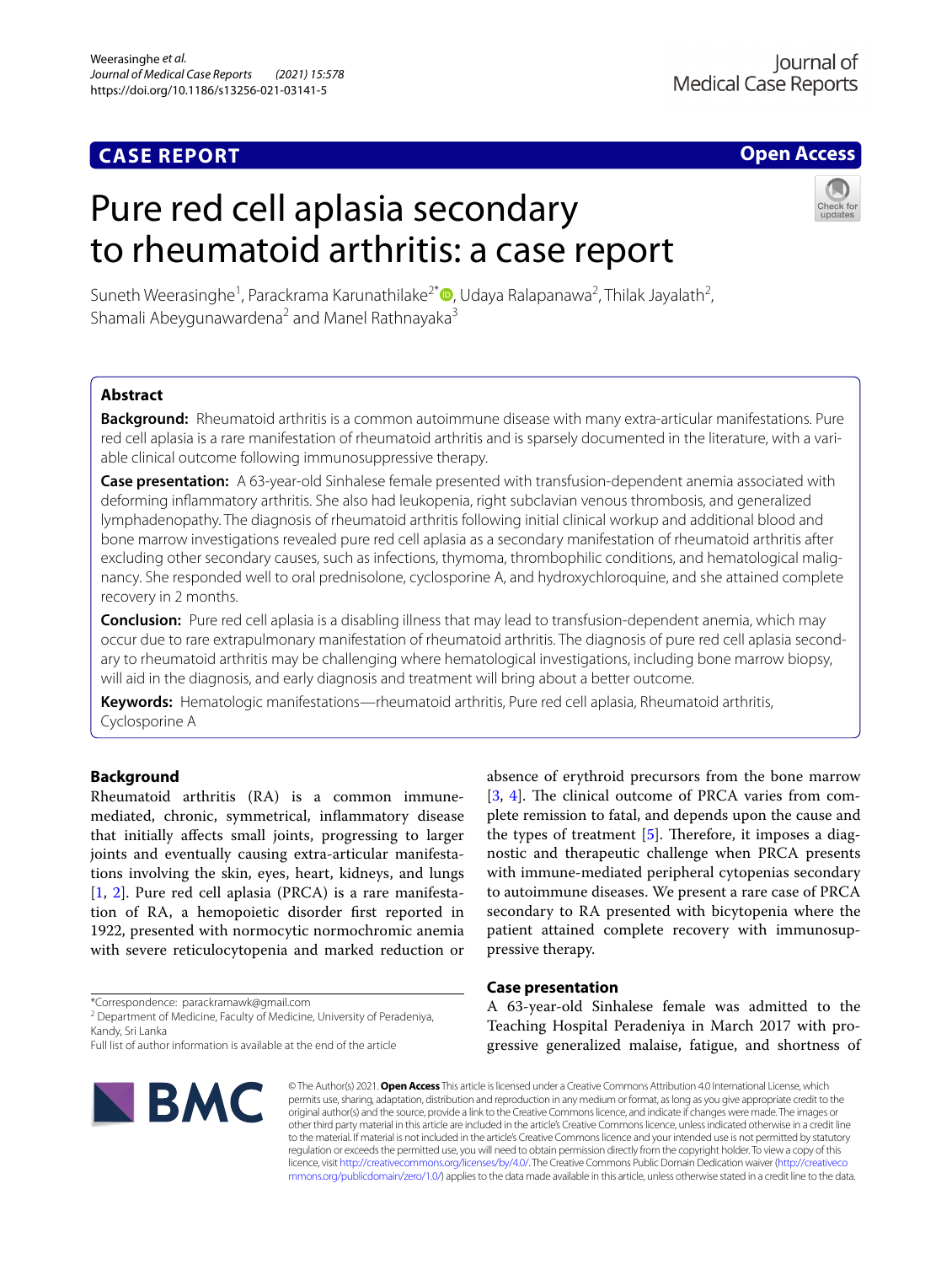CASE REPORT

Open Access

# Pure red cell aplasia secondary to rheumatoid arthritis: a case report

Suneth Weerasinghe[1], Parackrama Karunathilake[2*], Udaya Ralapanawa[2], Thilak Jayalath[2], Shamali Abeygunawardena[2] and Manel Rathnayaka[3]

## Abstract

**Background:** Rheumatoid arthritis is a common autoimmune disease with many extra-articular manifestations. Pure red cell aplasia is a rare manifestation of rheumatoid arthritis and is sparsely documented in the literature, with a variable clinical outcome following immunosuppressive therapy.

**Case presentation:** A 63-year-old Sinhalese female presented with transfusion-dependent anemia associated with deforming inflammatory arthritis. She also had leukopenia, right subclavian venous thrombosis, and generalized lymphadenopathy. The diagnosis of rheumatoid arthritis following initial clinical workup and additional blood and bone marrow investigations revealed pure red cell aplasia as a secondary manifestation of rheumatoid arthritis after excluding other secondary causes, such as infections, thymoma, thrombophilic conditions, and hematological malignancy. She responded well to oral prednisolone, cyclosporine A, and hydroxychloroquine, and she attained complete recovery in 2 months.

**Conclusion:** Pure red cell aplasia is a disabling illness that may lead to transfusion-dependent anemia, which may occur due to rare extrapulmonary manifestation of rheumatoid arthritis. The diagnosis of pure red cell aplasia secondary to rheumatoid arthritis may be challenging where hematological investigations, including bone marrow biopsy, will aid in the diagnosis, and early diagnosis and treatment will bring about a better outcome.

**Keywords:** Hematologic manifestations—rheumatoid arthritis, Pure red cell aplasia, Rheumatoid arthritis, Cyclosporine A

## Background

Rheumatoid arthritis (RA) is a common immune-mediated, chronic, symmetrical, inflammatory disease that initially affects small joints, progressing to larger joints and eventually causing extra-articular manifestations involving the skin, eyes, heart, kidneys, and lungs [1, 2]. Pure red cell aplasia (PRCA) is a rare manifestation of RA, a hemopoietic disorder first reported in 1922, presented with normocytic normochromic anemia with severe reticulocytopenia and marked reduction or absence of erythroid precursors from the bone marrow [3, 4]. The clinical outcome of PRCA varies from complete remission to fatal, and depends upon the cause and the types of treatment [5]. Therefore, it imposes a diagnostic and therapeutic challenge when PRCA presents with immune-mediated peripheral cytopenias secondary to autoimmune diseases. We present a rare case of PRCA secondary to RA presented with bicytopenia where the patient attained complete recovery with immunosuppressive therapy.

## Case presentation

A 63-year-old Sinhalese female was admitted to the Teaching Hospital Peradeniya in March 2017 with progressive generalized malaise, fatigue, and shortness of

*Correspondence: parackramawk@gmail.com
[2] Department of Medicine, Faculty of Medicine, University of Peradeniya, Kandy, Sri Lanka
Full list of author information is available at the end of the article

© The Author(s) 2021. **Open Access** This article is licensed under a Creative Commons Attribution 4.0 International License, which permits use, sharing, adaptation, distribution and reproduction in any medium or format, as long as you give appropriate credit to the original author(s) and the source, provide a link to the Creative Commons licence, and indicate if changes were made. The images or other third party material in this article are included in the article's Creative Commons licence, unless indicated otherwise in a credit line to the material. If material is not included in the article's Creative Commons licence and your intended use is not permitted by statutory regulation or exceeds the permitted use, you will need to obtain permission directly from the copyright holder. To view a copy of this licence, visit http://creativecommons.org/licenses/by/4.0/. The Creative Commons Public Domain Dedication waiver (http://creativecommons.org/publicdomain/zero/1.0/) applies to the data made available in this article, unless otherwise stated in a credit line to the data.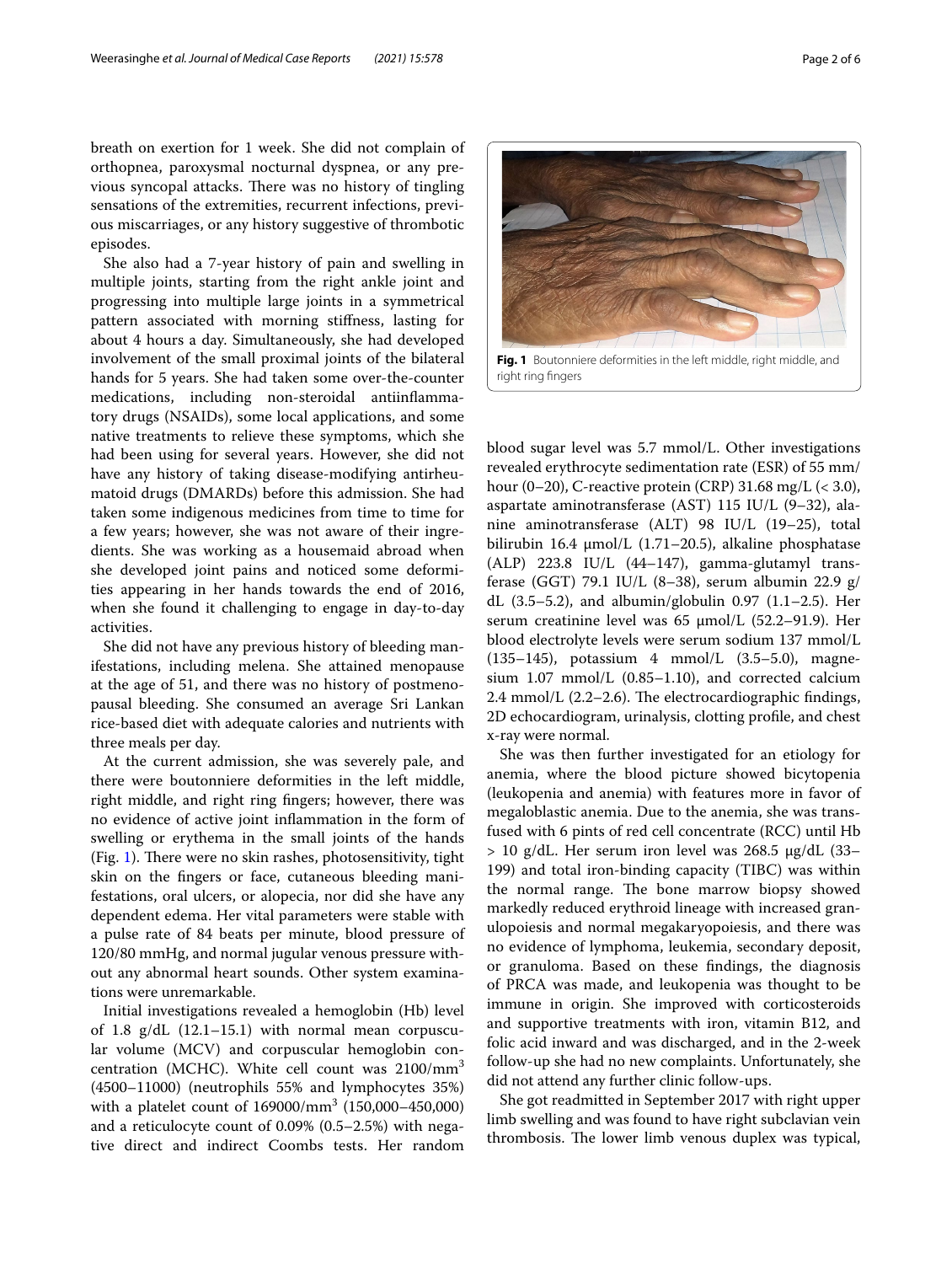breath on exertion for 1 week. She did not complain of orthopnea, paroxysmal nocturnal dyspnea, or any previous syncopal attacks. There was no history of tingling sensations of the extremities, recurrent infections, previous miscarriages, or any history suggestive of thrombotic episodes.

She also had a 7-year history of pain and swelling in multiple joints, starting from the right ankle joint and progressing into multiple large joints in a symmetrical pattern associated with morning stiffness, lasting for about 4 hours a day. Simultaneously, she had developed involvement of the small proximal joints of the bilateral hands for 5 years. She had taken some over-the-counter medications, including non-steroidal antiinflammatory drugs (NSAIDs), some local applications, and some native treatments to relieve these symptoms, which she had been using for several years. However, she did not have any history of taking disease-modifying antirheumatoid drugs (DMARDs) before this admission. She had taken some indigenous medicines from time to time for a few years; however, she was not aware of their ingredients. She was working as a housemaid abroad when she developed joint pains and noticed some deformities appearing in her hands towards the end of 2016, when she found it challenging to engage in day-to-day activities.

She did not have any previous history of bleeding manifestations, including melena. She attained menopause at the age of 51, and there was no history of postmenopausal bleeding. She consumed an average Sri Lankan rice-based diet with adequate calories and nutrients with three meals per day.

At the current admission, she was severely pale, and there were boutonniere deformities in the left middle, right middle, and right ring fingers; however, there was no evidence of active joint inflammation in the form of swelling or erythema in the small joints of the hands (Fig. 1). There were no skin rashes, photosensitivity, tight skin on the fingers or face, cutaneous bleeding manifestations, oral ulcers, or alopecia, nor did she have any dependent edema. Her vital parameters were stable with a pulse rate of 84 beats per minute, blood pressure of 120/80 mmHg, and normal jugular venous pressure without any abnormal heart sounds. Other system examinations were unremarkable.

Initial investigations revealed a hemoglobin (Hb) level of 1.8 g/dL (12.1–15.1) with normal mean corpuscular volume (MCV) and corpuscular hemoglobin concentration (MCHC). White cell count was 2100/mm$^3$ (4500–11000) (neutrophils 55% and lymphocytes 35%) with a platelet count of 169000/mm$^3$ (150,000–450,000) and a reticulocyte count of 0.09% (0.5–2.5%) with negative direct and indirect Coombs tests. Her random blood sugar level was 5.7 mmol/L. Other investigations revealed erythrocyte sedimentation rate (ESR) of 55 mm/hour (0–20), C-reactive protein (CRP) 31.68 mg/L (< 3.0), aspartate aminotransferase (AST) 115 IU/L (9–32), alanine aminotransferase (ALT) 98 IU/L (19–25), total bilirubin 16.4 μmol/L (1.71–20.5), alkaline phosphatase (ALP) 223.8 IU/L (44–147), gamma-glutamyl transferase (GGT) 79.1 IU/L (8–38), serum albumin 22.9 g/dL (3.5–5.2), and albumin/globulin 0.97 (1.1–2.5). Her serum creatinine level was 65 μmol/L (52.2–91.9). Her blood electrolyte levels were serum sodium 137 mmol/L (135–145), potassium 4 mmol/L (3.5–5.0), magnesium 1.07 mmol/L (0.85–1.10), and corrected calcium 2.4 mmol/L (2.2–2.6). The electrocardiographic findings, 2D echocardiogram, urinalysis, clotting profile, and chest x-ray were normal.

Fig. 1 Boutonniere deformities in the left middle, right middle, and right ring fingers

She was then further investigated for an etiology for anemia, where the blood picture showed bicytopenia (leukopenia and anemia) with features more in favor of megaloblastic anemia. Due to the anemia, she was transfused with 6 pints of red cell concentrate (RCC) until Hb > 10 g/dL. Her serum iron level was 268.5 μg/dL (33–199) and total iron-binding capacity (TIBC) was within the normal range. The bone marrow biopsy showed markedly reduced erythroid lineage with increased granulopoiesis and normal megakaryopoiesis, and there was no evidence of lymphoma, leukemia, secondary deposit, or granuloma. Based on these findings, the diagnosis of PRCA was made, and leukopenia was thought to be immune in origin. She improved with corticosteroids and supportive treatments with iron, vitamin B12, and folic acid inward and was discharged, and in the 2-week follow-up she had no new complaints. Unfortunately, she did not attend any further clinic follow-ups.

She got readmitted in September 2017 with right upper limb swelling and was found to have right subclavian vein thrombosis. The lower limb venous duplex was typical,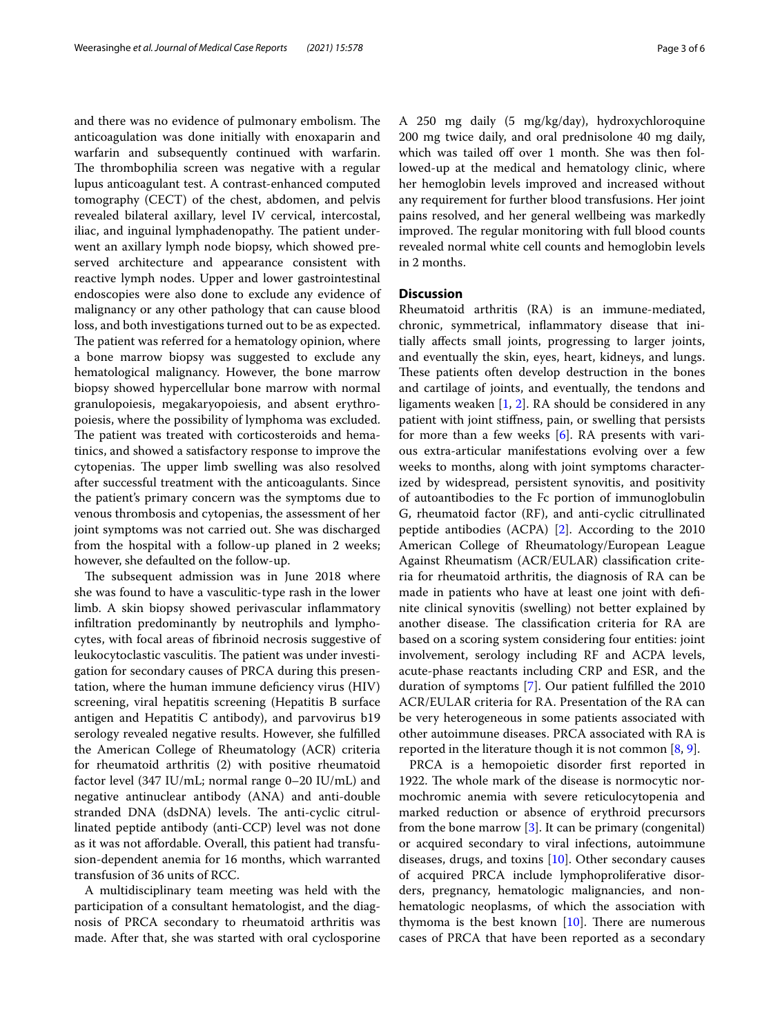and there was no evidence of pulmonary embolism. The anticoagulation was done initially with enoxaparin and warfarin and subsequently continued with warfarin. The thrombophilia screen was negative with a regular lupus anticoagulant test. A contrast-enhanced computed tomography (CECT) of the chest, abdomen, and pelvis revealed bilateral axillary, level IV cervical, intercostal, iliac, and inguinal lymphadenopathy. The patient underwent an axillary lymph node biopsy, which showed preserved architecture and appearance consistent with reactive lymph nodes. Upper and lower gastrointestinal endoscopies were also done to exclude any evidence of malignancy or any other pathology that can cause blood loss, and both investigations turned out to be as expected. The patient was referred for a hematology opinion, where a bone marrow biopsy was suggested to exclude any hematological malignancy. However, the bone marrow biopsy showed hypercellular bone marrow with normal granulopoiesis, megakaryopoiesis, and absent erythropoiesis, where the possibility of lymphoma was excluded. The patient was treated with corticosteroids and hematinics, and showed a satisfactory response to improve the cytopenias. The upper limb swelling was also resolved after successful treatment with the anticoagulants. Since the patient's primary concern was the symptoms due to venous thrombosis and cytopenias, the assessment of her joint symptoms was not carried out. She was discharged from the hospital with a follow-up planed in 2 weeks; however, she defaulted on the follow-up.

The subsequent admission was in June 2018 where she was found to have a vasculitic-type rash in the lower limb. A skin biopsy showed perivascular inflammatory infiltration predominantly by neutrophils and lymphocytes, with focal areas of fibrinoid necrosis suggestive of leukocytoclastic vasculitis. The patient was under investigation for secondary causes of PRCA during this presentation, where the human immune deficiency virus (HIV) screening, viral hepatitis screening (Hepatitis B surface antigen and Hepatitis C antibody), and parvovirus b19 serology revealed negative results. However, she fulfilled the American College of Rheumatology (ACR) criteria for rheumatoid arthritis (2) with positive rheumatoid factor level (347 IU/mL; normal range 0–20 IU/mL) and negative antinuclear antibody (ANA) and anti-double stranded DNA (dsDNA) levels. The anti-cyclic citrullinated peptide antibody (anti-CCP) level was not done as it was not affordable. Overall, this patient had transfusion-dependent anemia for 16 months, which warranted transfusion of 36 units of RCC.

A multidisciplinary team meeting was held with the participation of a consultant hematologist, and the diagnosis of PRCA secondary to rheumatoid arthritis was made. After that, she was started with oral cyclosporine A 250 mg daily (5 mg/kg/day), hydroxychloroquine 200 mg twice daily, and oral prednisolone 40 mg daily, which was tailed off over 1 month. She was then followed-up at the medical and hematology clinic, where her hemoglobin levels improved and increased without any requirement for further blood transfusions. Her joint pains resolved, and her general wellbeing was markedly improved. The regular monitoring with full blood counts revealed normal white cell counts and hemoglobin levels in 2 months.

## Discussion

Rheumatoid arthritis (RA) is an immune-mediated, chronic, symmetrical, inflammatory disease that initially affects small joints, progressing to larger joints, and eventually the skin, eyes, heart, kidneys, and lungs. These patients often develop destruction in the bones and cartilage of joints, and eventually, the tendons and ligaments weaken [1, 2]. RA should be considered in any patient with joint stiffness, pain, or swelling that persists for more than a few weeks [6]. RA presents with various extra-articular manifestations evolving over a few weeks to months, along with joint symptoms characterized by widespread, persistent synovitis, and positivity of autoantibodies to the Fc portion of immunoglobulin G, rheumatoid factor (RF), and anti-cyclic citrullinated peptide antibodies (ACPA) [2]. According to the 2010 American College of Rheumatology/European League Against Rheumatism (ACR/EULAR) classification criteria for rheumatoid arthritis, the diagnosis of RA can be made in patients who have at least one joint with definite clinical synovitis (swelling) not better explained by another disease. The classification criteria for RA are based on a scoring system considering four entities: joint involvement, serology including RF and ACPA levels, acute-phase reactants including CRP and ESR, and the duration of symptoms [7]. Our patient fulfilled the 2010 ACR/EULAR criteria for RA. Presentation of the RA can be very heterogeneous in some patients associated with other autoimmune diseases. PRCA associated with RA is reported in the literature though it is not common [8, 9].

PRCA is a hemopoietic disorder first reported in 1922. The whole mark of the disease is normocytic normochromic anemia with severe reticulocytopenia and marked reduction or absence of erythroid precursors from the bone marrow [3]. It can be primary (congenital) or acquired secondary to viral infections, autoimmune diseases, drugs, and toxins [10]. Other secondary causes of acquired PRCA include lymphoproliferative disorders, pregnancy, hematologic malignancies, and nonhematologic neoplasms, of which the association with thymoma is the best known [10]. There are numerous cases of PRCA that have been reported as a secondary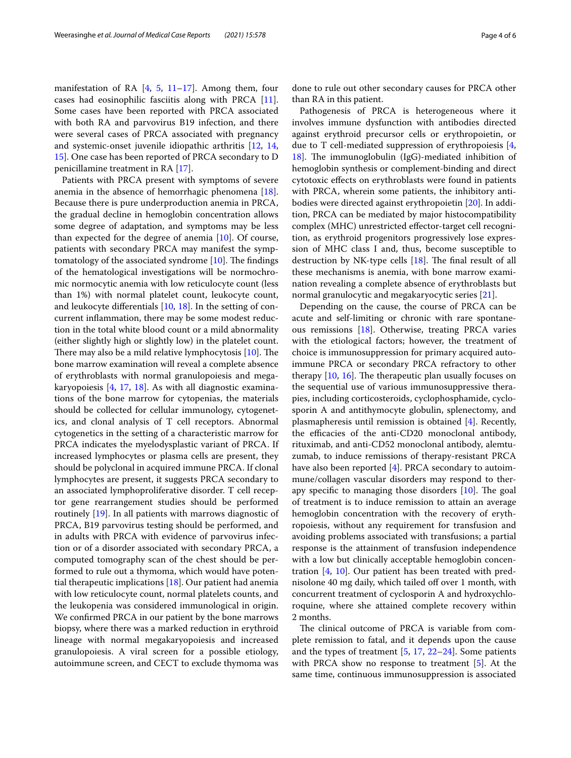manifestation of RA [4, 5, 11–17]. Among them, four cases had eosinophilic fasciitis along with PRCA [11]. Some cases have been reported with PRCA associated with both RA and parvovirus B19 infection, and there were several cases of PRCA associated with pregnancy and systemic-onset juvenile idiopathic arthritis [12, 14, 15]. One case has been reported of PRCA secondary to D penicillamine treatment in RA [17].

Patients with PRCA present with symptoms of severe anemia in the absence of hemorrhagic phenomena [18]. Because there is pure underproduction anemia in PRCA, the gradual decline in hemoglobin concentration allows some degree of adaptation, and symptoms may be less than expected for the degree of anemia [10]. Of course, patients with secondary PRCA may manifest the symptomatology of the associated syndrome [10]. The findings of the hematological investigations will be normochromic normocytic anemia with low reticulocyte count (less than 1%) with normal platelet count, leukocyte count, and leukocyte differentials [10, 18]. In the setting of concurrent inflammation, there may be some modest reduction in the total white blood count or a mild abnormality (either slightly high or slightly low) in the platelet count. There may also be a mild relative lymphocytosis [10]. The bone marrow examination will reveal a complete absence of erythroblasts with normal granulopoiesis and megakaryopoiesis [4, 17, 18]. As with all diagnostic examinations of the bone marrow for cytopenias, the materials should be collected for cellular immunology, cytogenetics, and clonal analysis of T cell receptors. Abnormal cytogenetics in the setting of a characteristic marrow for PRCA indicates the myelodysplastic variant of PRCA. If increased lymphocytes or plasma cells are present, they should be polyclonal in acquired immune PRCA. If clonal lymphocytes are present, it suggests PRCA secondary to an associated lymphoproliferative disorder. T cell receptor gene rearrangement studies should be performed routinely [19]. In all patients with marrows diagnostic of PRCA, B19 parvovirus testing should be performed, and in adults with PRCA with evidence of parvovirus infection or of a disorder associated with secondary PRCA, a computed tomography scan of the chest should be performed to rule out a thymoma, which would have potential therapeutic implications [18]. Our patient had anemia with low reticulocyte count, normal platelets counts, and the leukopenia was considered immunological in origin. We confirmed PRCA in our patient by the bone marrows biopsy, where there was a marked reduction in erythroid lineage with normal megakaryopoiesis and increased granulopoiesis. A viral screen for a possible etiology, autoimmune screen, and CECT to exclude thymoma was done to rule out other secondary causes for PRCA other than RA in this patient.

Pathogenesis of PRCA is heterogeneous where it involves immune dysfunction with antibodies directed against erythroid precursor cells or erythropoietin, or due to T cell-mediated suppression of erythropoiesis [4, 18]. The immunoglobulin (IgG)-mediated inhibition of hemoglobin synthesis or complement-binding and direct cytotoxic effects on erythroblasts were found in patients with PRCA, wherein some patients, the inhibitory antibodies were directed against erythropoietin [20]. In addition, PRCA can be mediated by major histocompatibility complex (MHC) unrestricted effector-target cell recognition, as erythroid progenitors progressively lose expression of MHC class I and, thus, become susceptible to destruction by NK-type cells [18]. The final result of all these mechanisms is anemia, with bone marrow examination revealing a complete absence of erythroblasts but normal granulocytic and megakaryocytic series [21].

Depending on the cause, the course of PRCA can be acute and self-limiting or chronic with rare spontaneous remissions [18]. Otherwise, treating PRCA varies with the etiological factors; however, the treatment of choice is immunosuppression for primary acquired autoimmune PRCA or secondary PRCA refractory to other therapy [10, 16]. The therapeutic plan usually focuses on the sequential use of various immunosuppressive therapies, including corticosteroids, cyclophosphamide, cyclosporin A and antithymocyte globulin, splenectomy, and plasmapheresis until remission is obtained [4]. Recently, the efficacies of the anti-CD20 monoclonal antibody, rituximab, and anti-CD52 monoclonal antibody, alemtuzumab, to induce remissions of therapy-resistant PRCA have also been reported [4]. PRCA secondary to autoimmune/collagen vascular disorders may respond to therapy specific to managing those disorders [10]. The goal of treatment is to induce remission to attain an average hemoglobin concentration with the recovery of erythropoiesis, without any requirement for transfusion and avoiding problems associated with transfusions; a partial response is the attainment of transfusion independence with a low but clinically acceptable hemoglobin concentration [4, 10]. Our patient has been treated with prednisolone 40 mg daily, which tailed off over 1 month, with concurrent treatment of cyclosporin A and hydroxychloroquine, where she attained complete recovery within 2 months.

The clinical outcome of PRCA is variable from complete remission to fatal, and it depends upon the cause and the types of treatment [5, 17, 22–24]. Some patients with PRCA show no response to treatment [5]. At the same time, continuous immunosuppression is associated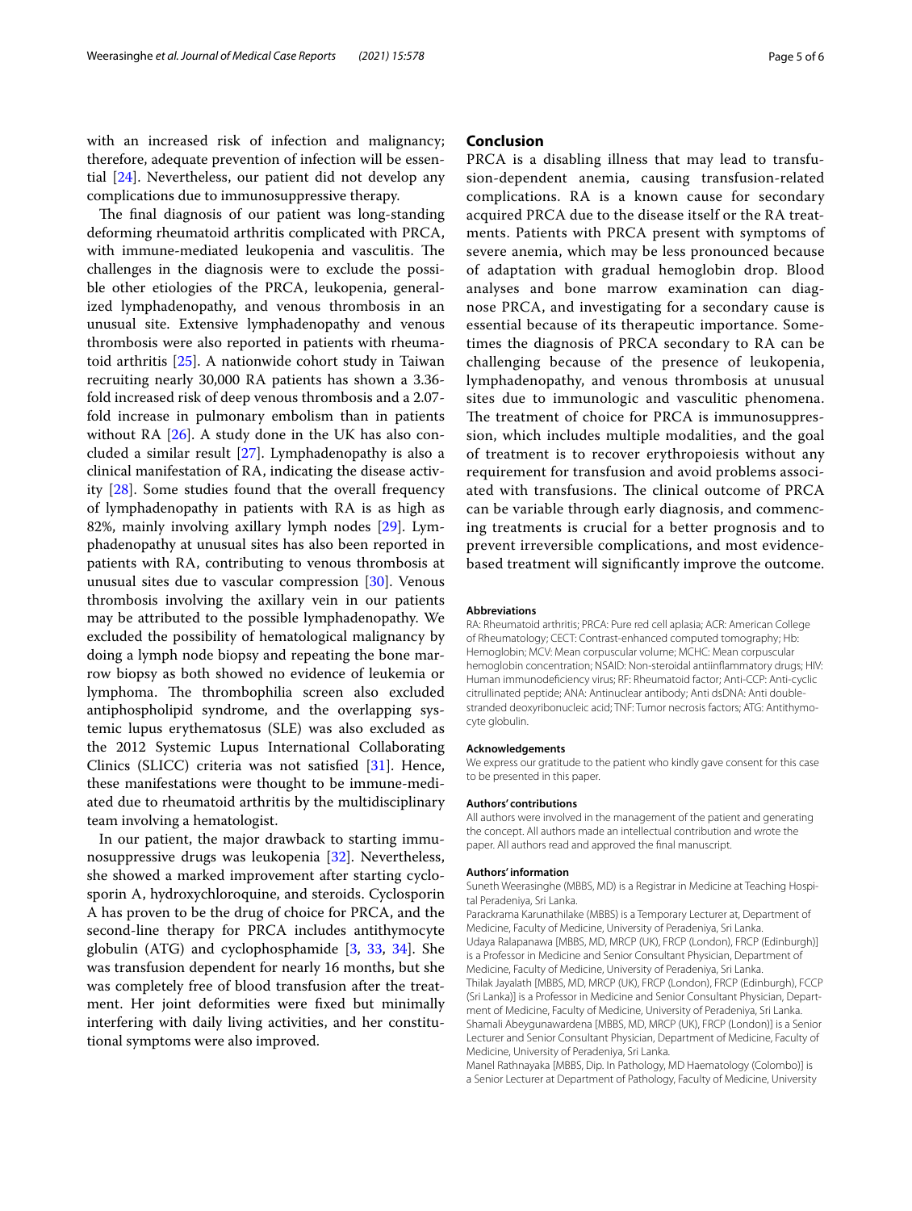with an increased risk of infection and malignancy; therefore, adequate prevention of infection will be essential [24]. Nevertheless, our patient did not develop any complications due to immunosuppressive therapy.

The final diagnosis of our patient was long-standing deforming rheumatoid arthritis complicated with PRCA, with immune-mediated leukopenia and vasculitis. The challenges in the diagnosis were to exclude the possible other etiologies of the PRCA, leukopenia, generalized lymphadenopathy, and venous thrombosis in an unusual site. Extensive lymphadenopathy and venous thrombosis were also reported in patients with rheumatoid arthritis [25]. A nationwide cohort study in Taiwan recruiting nearly 30,000 RA patients has shown a 3.36-fold increased risk of deep venous thrombosis and a 2.07-fold increase in pulmonary embolism than in patients without RA [26]. A study done in the UK has also concluded a similar result [27]. Lymphadenopathy is also a clinical manifestation of RA, indicating the disease activity [28]. Some studies found that the overall frequency of lymphadenopathy in patients with RA is as high as 82%, mainly involving axillary lymph nodes [29]. Lymphadenopathy at unusual sites has also been reported in patients with RA, contributing to venous thrombosis at unusual sites due to vascular compression [30]. Venous thrombosis involving the axillary vein in our patients may be attributed to the possible lymphadenopathy. We excluded the possibility of hematological malignancy by doing a lymph node biopsy and repeating the bone marrow biopsy as both showed no evidence of leukemia or lymphoma. The thrombophilia screen also excluded antiphospholipid syndrome, and the overlapping systemic lupus erythematosus (SLE) was also excluded as the 2012 Systemic Lupus International Collaborating Clinics (SLICC) criteria was not satisfied [31]. Hence, these manifestations were thought to be immune-mediated due to rheumatoid arthritis by the multidisciplinary team involving a hematologist.

In our patient, the major drawback to starting immunosuppressive drugs was leukopenia [32]. Nevertheless, she showed a marked improvement after starting cyclosporin A, hydroxychloroquine, and steroids. Cyclosporin A has proven to be the drug of choice for PRCA, and the second-line therapy for PRCA includes antithymocyte globulin (ATG) and cyclophosphamide [3, 33, 34]. She was transfusion dependent for nearly 16 months, but she was completely free of blood transfusion after the treatment. Her joint deformities were fixed but minimally interfering with daily living activities, and her constitutional symptoms were also improved.

## Conclusion

PRCA is a disabling illness that may lead to transfusion-dependent anemia, causing transfusion-related complications. RA is a known cause for secondary acquired PRCA due to the disease itself or the RA treatments. Patients with PRCA present with symptoms of severe anemia, which may be less pronounced because of adaptation with gradual hemoglobin drop. Blood analyses and bone marrow examination can diagnose PRCA, and investigating for a secondary cause is essential because of its therapeutic importance. Sometimes the diagnosis of PRCA secondary to RA can be challenging because of the presence of leukopenia, lymphadenopathy, and venous thrombosis at unusual sites due to immunologic and vasculitic phenomena. The treatment of choice for PRCA is immunosuppression, which includes multiple modalities, and the goal of treatment is to recover erythropoiesis without any requirement for transfusion and avoid problems associated with transfusions. The clinical outcome of PRCA can be variable through early diagnosis, and commencing treatments is crucial for a better prognosis and to prevent irreversible complications, and most evidence-based treatment will significantly improve the outcome.

#### Abbreviations

RA: Rheumatoid arthritis; PRCA: Pure red cell aplasia; ACR: American College of Rheumatology; CECT: Contrast-enhanced computed tomography; Hb: Hemoglobin; MCV: Mean corpuscular volume; MCHC: Mean corpuscular hemoglobin concentration; NSAID: Non-steroidal antiinflammatory drugs; HIV: Human immunodeficiency virus; RF: Rheumatoid factor; Anti-CCP: Anti-cyclic citrullinated peptide; ANA: Antinuclear antibody; Anti dsDNA: Anti double-stranded deoxyribonucleic acid; TNF: Tumor necrosis factors; ATG: Antithymocyte globulin.

#### Acknowledgements

We express our gratitude to the patient who kindly gave consent for this case to be presented in this paper.

#### Authors' contributions

All authors were involved in the management of the patient and generating the concept. All authors made an intellectual contribution and wrote the paper. All authors read and approved the final manuscript.

#### Authors' information

Suneth Weerasinghe (MBBS, MD) is a Registrar in Medicine at Teaching Hospital Peradeniya, Sri Lanka.
Parackrama Karunathilake (MBBS) is a Temporary Lecturer at, Department of Medicine, Faculty of Medicine, University of Peradeniya, Sri Lanka.
Udaya Ralapanawa [MBBS, MD, MRCP (UK), FRCP (London), FRCP (Edinburgh)] is a Professor in Medicine and Senior Consultant Physician, Department of Medicine, Faculty of Medicine, University of Peradeniya, Sri Lanka.
Thilak Jayalath [MBBS, MD, MRCP (UK), FRCP (London), FRCP (Edinburgh), FCCP (Sri Lanka)] is a Professor in Medicine and Senior Consultant Physician, Department of Medicine, Faculty of Medicine, University of Peradeniya, Sri Lanka.
Shamali Abeygunawardena [MBBS, MD, MRCP (UK), FRCP (London)] is a Senior Lecturer and Senior Consultant Physician, Department of Medicine, Faculty of Medicine, University of Peradeniya, Sri Lanka.
Manel Rathnayaka [MBBS, Dip. In Pathology, MD Haematology (Colombo)] is a Senior Lecturer at Department of Pathology, Faculty of Medicine, University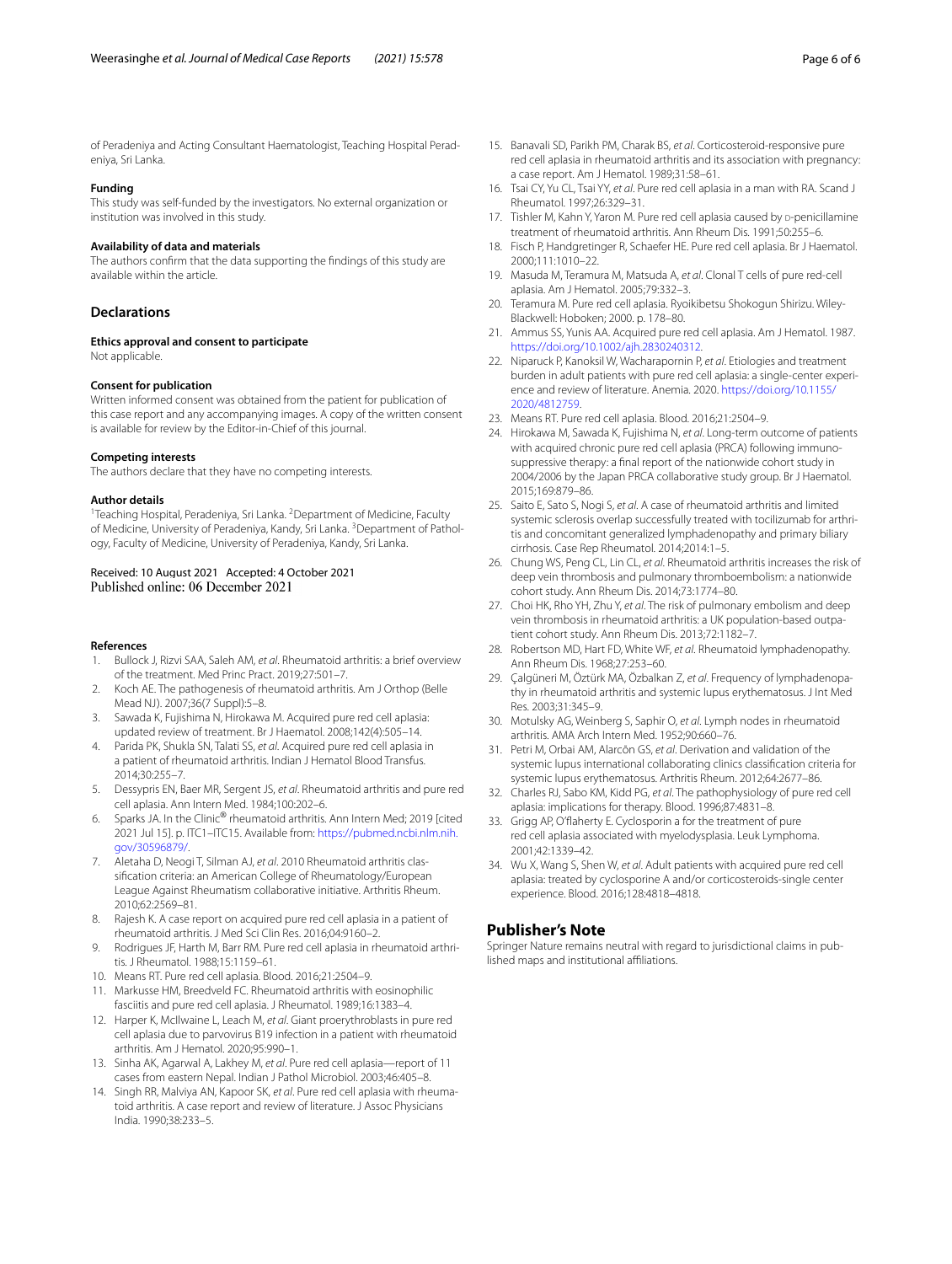of Peradeniya and Acting Consultant Haematologist, Teaching Hospital Peradeniya, Sri Lanka.

### Funding

This study was self-funded by the investigators. No external organization or institution was involved in this study.

### Availability of data and materials

The authors confirm that the data supporting the findings of this study are available within the article.

## Declarations

### Ethics approval and consent to participate

Not applicable.

### Consent for publication

Written informed consent was obtained from the patient for publication of this case report and any accompanying images. A copy of the written consent is available for review by the Editor-in-Chief of this journal.

### Competing interests

The authors declare that they have no competing interests.

### Author details

[1]Teaching Hospital, Peradeniya, Sri Lanka. [2]Department of Medicine, Faculty of Medicine, University of Peradeniya, Kandy, Sri Lanka. [3]Department of Pathology, Faculty of Medicine, University of Peradeniya, Kandy, Sri Lanka.

Received: 10 August 2021 Accepted: 4 October 2021
Published online: 06 December 2021

### References

1. Bullock J, Rizvi SAA, Saleh AM, *et al*. Rheumatoid arthritis: a brief overview of the treatment. Med Princ Pract. 2019;27:501–7.
2. Koch AE. The pathogenesis of rheumatoid arthritis. Am J Orthop (Belle Mead NJ). 2007;36(7 Suppl):5–8.
3. Sawada K, Fujishima N, Hirokawa M. Acquired pure red cell aplasia: updated review of treatment. Br J Haematol. 2008;142(4):505–14.
4. Parida PK, Shukla SN, Talati SS, *et al*. Acquired pure red cell aplasia in a patient of rheumatoid arthritis. Indian J Hematol Blood Transfus. 2014;30:255–7.
5. Dessypris EN, Baer MR, Sergent JS, *et al*. Rheumatoid arthritis and pure red cell aplasia. Ann Intern Med. 1984;100:202–6.
6. Sparks JA. In the Clinic® rheumatoid arthritis. Ann Intern Med; 2019 [cited 2021 Jul 15]. p. ITC1–ITC15. Available from: https://pubmed.ncbi.nlm.nih.gov/30596879/.
7. Aletaha D, Neogi T, Silman AJ, *et al*. 2010 Rheumatoid arthritis classification criteria: an American College of Rheumatology/European League Against Rheumatism collaborative initiative. Arthritis Rheum. 2010;62:2569–81.
8. Rajesh K. A case report on acquired pure red cell aplasia in a patient of rheumatoid arthritis. J Med Sci Clin Res. 2016;04:9160–2.
9. Rodrigues JF, Harth M, Barr RM. Pure red cell aplasia in rheumatoid arthritis. J Rheumatol. 1988;15:1159–61.
10. Means RT. Pure red cell aplasia. Blood. 2016;21:2504–9.
11. Markusse HM, Breedveld FC. Rheumatoid arthritis with eosinophilic fasciitis and pure red cell aplasia. J Rheumatol. 1989;16:1383–4.
12. Harper K, McIlwaine L, Leach M, *et al*. Giant proerythroblasts in pure red cell aplasia due to parvovirus B19 infection in a patient with rheumatoid arthritis. Am J Hematol. 2020;95:990–1.
13. Sinha AK, Agarwal A, Lakhey M, *et al*. Pure red cell aplasia—report of 11 cases from eastern Nepal. Indian J Pathol Microbiol. 2003;46:405–8.
14. Singh RR, Malviya AN, Kapoor SK, *et al*. Pure red cell aplasia with rheumatoid arthritis. A case report and review of literature. J Assoc Physicians India. 1990;38:233–5.
15. Banavali SD, Parikh PM, Charak BS, *et al*. Corticosteroid-responsive pure red cell aplasia in rheumatoid arthritis and its association with pregnancy: a case report. Am J Hematol. 1989;31:58–61.
16. Tsai CY, Yu CL, Tsai YY, *et al*. Pure red cell aplasia in a man with RA. Scand J Rheumatol. 1997;26:329–31.
17. Tishler M, Kahn Y, Yaron M. Pure red cell aplasia caused by D-penicillamine treatment of rheumatoid arthritis. Ann Rheum Dis. 1991;50:255–6.
18. Fisch P, Handgretinger R, Schaefer HE. Pure red cell aplasia. Br J Haematol. 2000;111:1010–22.
19. Masuda M, Teramura M, Matsuda A, *et al*. Clonal T cells of pure red-cell aplasia. Am J Hematol. 2005;79:332–3.
20. Teramura M. Pure red cell aplasia. Ryoikibetsu Shokogun Shirizu. Wiley-Blackwell: Hoboken; 2000. p. 178–80.
21. Ammus SS, Yunis AA. Acquired pure red cell aplasia. Am J Hematol. 1987. https://doi.org/10.1002/ajh.2830240312.
22. Niparuck P, Kanoksil W, Wacharapornin P, *et al*. Etiologies and treatment burden in adult patients with pure red cell aplasia: a single-center experience and review of literature. Anemia. 2020. https://doi.org/10.1155/2020/4812759.
23. Means RT. Pure red cell aplasia. Blood. 2016;21:2504–9.
24. Hirokawa M, Sawada K, Fujishima N, *et al*. Long-term outcome of patients with acquired chronic pure red cell aplasia (PRCA) following immunosuppressive therapy: a final report of the nationwide cohort study in 2004/2006 by the Japan PRCA collaborative study group. Br J Haematol. 2015;169:879–86.
25. Saito E, Sato S, Nogi S, *et al*. A case of rheumatoid arthritis and limited systemic sclerosis overlap successfully treated with tocilizumab for arthritis and concomitant generalized lymphadenopathy and primary biliary cirrhosis. Case Rep Rheumatol. 2014;2014:1–5.
26. Chung WS, Peng CL, Lin CL, *et al*. Rheumatoid arthritis increases the risk of deep vein thrombosis and pulmonary thromboembolism: a nationwide cohort study. Ann Rheum Dis. 2014;73:1774–80.
27. Choi HK, Rho YH, Zhu Y, *et al*. The risk of pulmonary embolism and deep vein thrombosis in rheumatoid arthritis: a UK population-based outpatient cohort study. Ann Rheum Dis. 2013;72:1182–7.
28. Robertson MD, Hart FD, White WF, *et al*. Rheumatoid lymphadenopathy. Ann Rheum Dis. 1968;27:253–60.
29. Çalgüneri M, Öztürk MA, Özbalkan Z, *et al*. Frequency of lymphadenopathy in rheumatoid arthritis and systemic lupus erythematosus. J Int Med Res. 2003;31:345–9.
30. Motulsky AG, Weinberg S, Saphir O, *et al*. Lymph nodes in rheumatoid arthritis. AMA Arch Intern Med. 1952;90:660–76.
31. Petri M, Orbai AM, Alarcõn GS, *et al*. Derivation and validation of the systemic lupus international collaborating clinics classification criteria for systemic lupus erythematosus. Arthritis Rheum. 2012;64:2677–86.
32. Charles RJ, Sabo KM, Kidd PG, *et al*. The pathophysiology of pure red cell aplasia: implications for therapy. Blood. 1996;87:4831–8.
33. Grigg AP, O'flaherty E. Cyclosporin a for the treatment of pure red cell aplasia associated with myelodysplasia. Leuk Lymphoma. 2001;42:1339–42.
34. Wu X, Wang S, Shen W, *et al*. Adult patients with acquired pure red cell aplasia: treated by cyclosporine A and/or corticosteroids-single center experience. Blood. 2016;128:4818–4818.

## Publisher's Note

Springer Nature remains neutral with regard to jurisdictional claims in published maps and institutional affiliations.